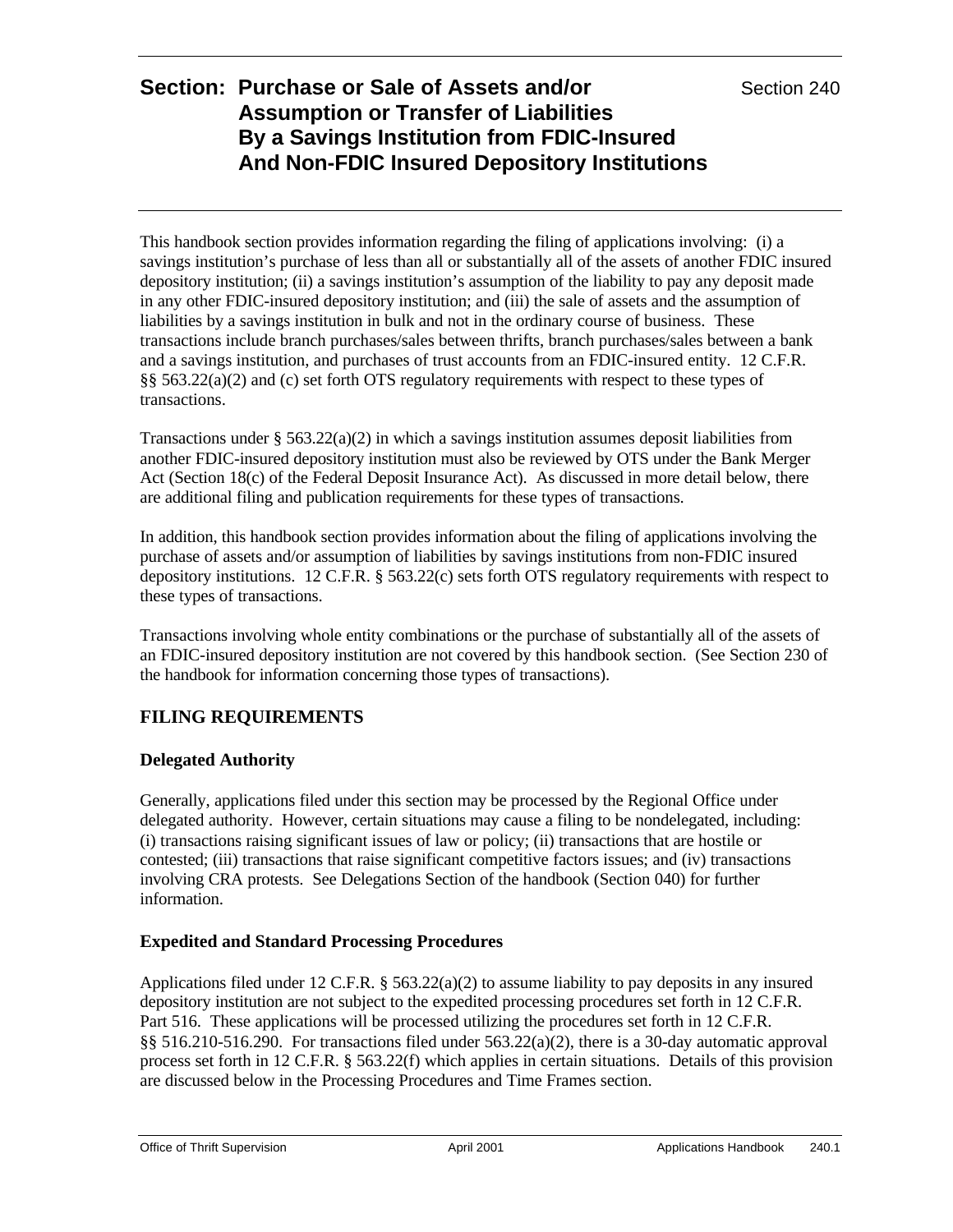# Section: Purchase or Sale of Assets and/or Assumption or Transfer of Liabilities By a Savings Institution from FDIC-Insured And Non-FDIC Insured Depository Institutions

Section 240

This handbook section provides information regarding the filing of applications involving: (i) a savings institution's purchase of less than all or substantially all of the assets of another FDIC insured depository institution; (ii) a savings institution's assumption of the liability to pay any deposit made in any other FDIC-insured depository institution; and (iii) the sale of assets and the assumption of liabilities by a savings institution in bulk and not in the ordinary course of business. These transactions include branch purchases/sales between thrifts, branch purchases/sales between a bank and a savings institution, and purchases of trust accounts from an FDIC-insured entity. 12 C.F.R. §§ 563.22(a)(2) and (c) set forth OTS regulatory requirements with respect to these types of transactions.

Transactions under § 563.22(a)(2) in which a savings institution assumes deposit liabilities from another FDIC-insured depository institution must also be reviewed by OTS under the Bank Merger Act (Section 18(c) of the Federal Deposit Insurance Act). As discussed in more detail below, there are additional filing and publication requirements for these types of transactions.

In addition, this handbook section provides information about the filing of applications involving the purchase of assets and/or assumption of liabilities by savings institutions from non-FDIC insured depository institutions. 12 C.F.R. § 563.22(c) sets forth OTS regulatory requirements with respect to these types of transactions.

Transactions involving whole entity combinations or the purchase of substantially all of the assets of an FDIC-insured depository institution are not covered by this handbook section. (See Section 230 of the handbook for information concerning those types of transactions).

## FILING REQUIREMENTS

### Delegated Authority

Generally, applications filed under this section may be processed by the Regional Office under delegated authority. However, certain situations may cause a filing to be nondelegated, including: (i) transactions raising significant issues of law or policy; (ii) transactions that are hostile or contested; (iii) transactions that raise significant competitive factors issues; and (iv) transactions involving CRA protests. See Delegations Section of the handbook (Section 040) for further information.

### Expedited and Standard Processing Procedures

Applications filed under 12 C.F.R. § 563.22(a)(2) to assume liability to pay deposits in any insured depository institution are not subject to the expedited processing procedures set forth in 12 C.F.R. Part 516. These applications will be processed utilizing the procedures set forth in 12 C.F.R. §§ 516.210-516.290. For transactions filed under 563.22(a)(2), there is a 30-day automatic approval process set forth in 12 C.F.R. § 563.22(f) which applies in certain situations. Details of this provision are discussed below in the Processing Procedures and Time Frames section.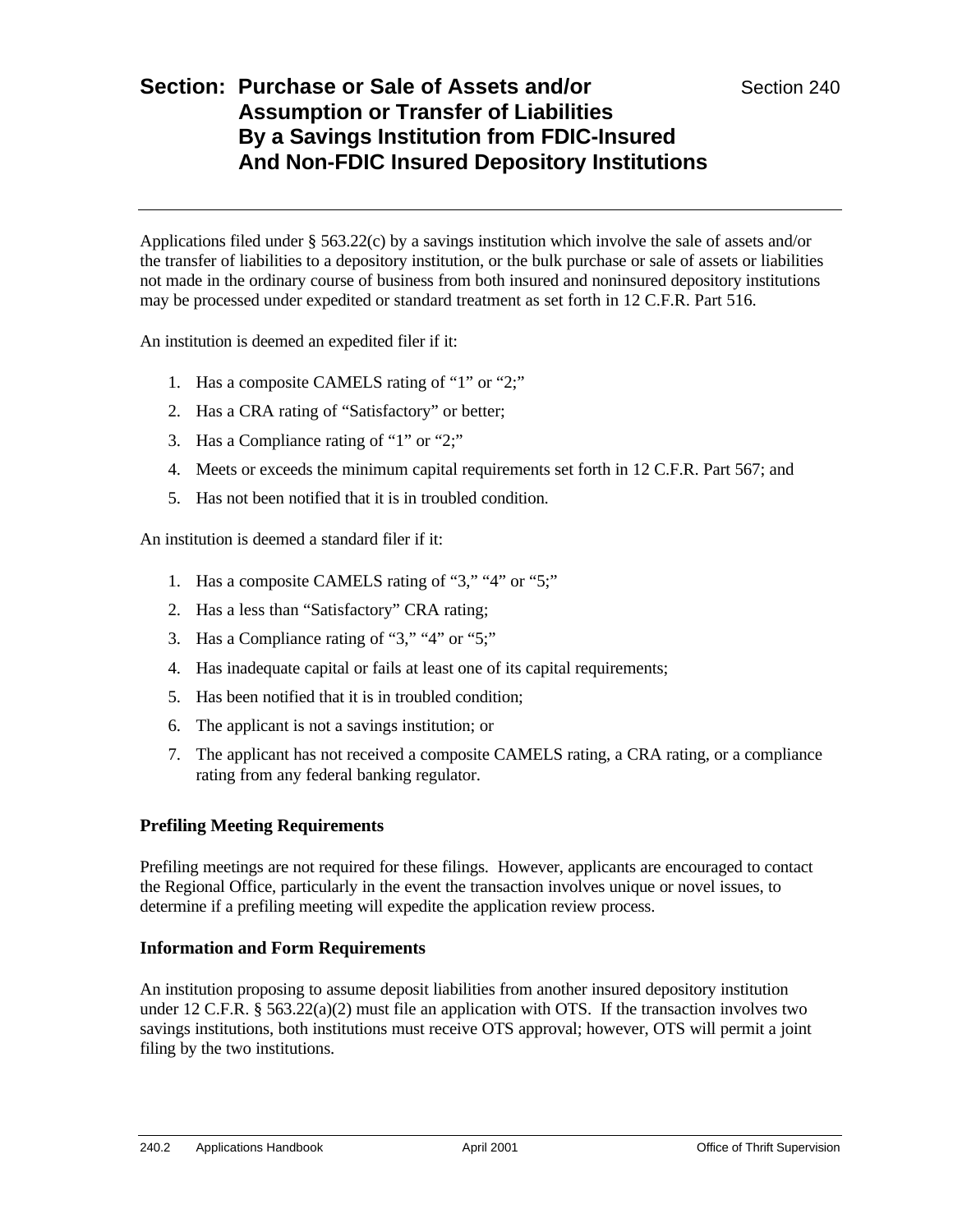# Section: Purchase or Sale of Assets and/or Assumption or Transfer of Liabilities By a Savings Institution from FDIC-Insured And Non-FDIC Insured Depository Institutions

Section 240

Applications filed under § 563.22(c) by a savings institution which involve the sale of assets and/or the transfer of liabilities to a depository institution, or the bulk purchase or sale of assets or liabilities not made in the ordinary course of business from both insured and noninsured depository institutions may be processed under expedited or standard treatment as set forth in 12 C.F.R. Part 516.

An institution is deemed an expedited filer if it:

1. Has a composite CAMELS rating of "1" or "2;"
2. Has a CRA rating of "Satisfactory" or better;
3. Has a Compliance rating of "1" or "2;"
4. Meets or exceeds the minimum capital requirements set forth in 12 C.F.R. Part 567; and
5. Has not been notified that it is in troubled condition.

An institution is deemed a standard filer if it:

1. Has a composite CAMELS rating of "3," "4" or "5;"
2. Has a less than "Satisfactory" CRA rating;
3. Has a Compliance rating of "3," "4" or "5;"
4. Has inadequate capital or fails at least one of its capital requirements;
5. Has been notified that it is in troubled condition;
6. The applicant is not a savings institution; or
7. The applicant has not received a composite CAMELS rating, a CRA rating, or a compliance rating from any federal banking regulator.

### Prefiling Meeting Requirements

Prefiling meetings are not required for these filings. However, applicants are encouraged to contact the Regional Office, particularly in the event the transaction involves unique or novel issues, to determine if a prefiling meeting will expedite the application review process.

### Information and Form Requirements

An institution proposing to assume deposit liabilities from another insured depository institution under 12 C.F.R. § 563.22(a)(2) must file an application with OTS. If the transaction involves two savings institutions, both institutions must receive OTS approval; however, OTS will permit a joint filing by the two institutions.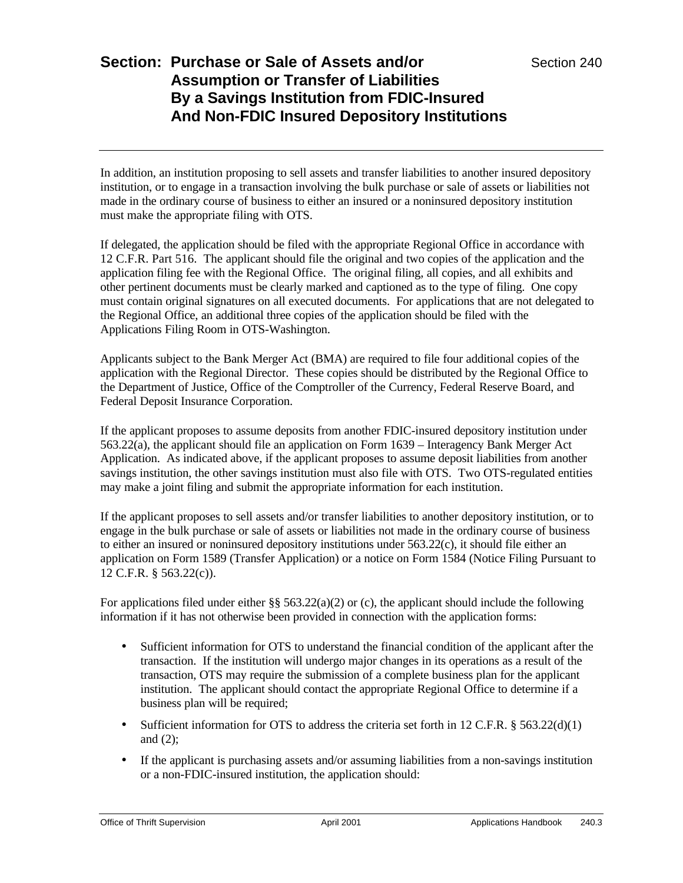In addition, an institution proposing to sell assets and transfer liabilities to another insured depository institution, or to engage in a transaction involving the bulk purchase or sale of assets or liabilities not made in the ordinary course of business to either an insured or a noninsured depository institution must make the appropriate filing with OTS.

If delegated, the application should be filed with the appropriate Regional Office in accordance with 12 C.F.R. Part 516. The applicant should file the original and two copies of the application and the application filing fee with the Regional Office. The original filing, all copies, and all exhibits and other pertinent documents must be clearly marked and captioned as to the type of filing. One copy must contain original signatures on all executed documents. For applications that are not delegated to the Regional Office, an additional three copies of the application should be filed with the Applications Filing Room in OTS-Washington.

Applicants subject to the Bank Merger Act (BMA) are required to file four additional copies of the application with the Regional Director. These copies should be distributed by the Regional Office to the Department of Justice, Office of the Comptroller of the Currency, Federal Reserve Board, and Federal Deposit Insurance Corporation.

If the applicant proposes to assume deposits from another FDIC-insured depository institution under 563.22(a), the applicant should file an application on Form 1639 – Interagency Bank Merger Act Application. As indicated above, if the applicant proposes to assume deposit liabilities from another savings institution, the other savings institution must also file with OTS. Two OTS-regulated entities may make a joint filing and submit the appropriate information for each institution.

If the applicant proposes to sell assets and/or transfer liabilities to another depository institution, or to engage in the bulk purchase or sale of assets or liabilities not made in the ordinary course of business to either an insured or noninsured depository institutions under 563.22(c), it should file either an application on Form 1589 (Transfer Application) or a notice on Form 1584 (Notice Filing Pursuant to 12 C.F.R. § 563.22(c)).

For applications filed under either §§ 563.22(a)(2) or (c), the applicant should include the following information if it has not otherwise been provided in connection with the application forms:

- Sufficient information for OTS to understand the financial condition of the applicant after the transaction. If the institution will undergo major changes in its operations as a result of the transaction, OTS may require the submission of a complete business plan for the applicant institution. The applicant should contact the appropriate Regional Office to determine if a business plan will be required;
- Sufficient information for OTS to address the criteria set forth in 12 C.F.R. § 563.22(d)(1) and (2);
- If the applicant is purchasing assets and/or assuming liabilities from a non-savings institution or a non-FDIC-insured institution, the application should: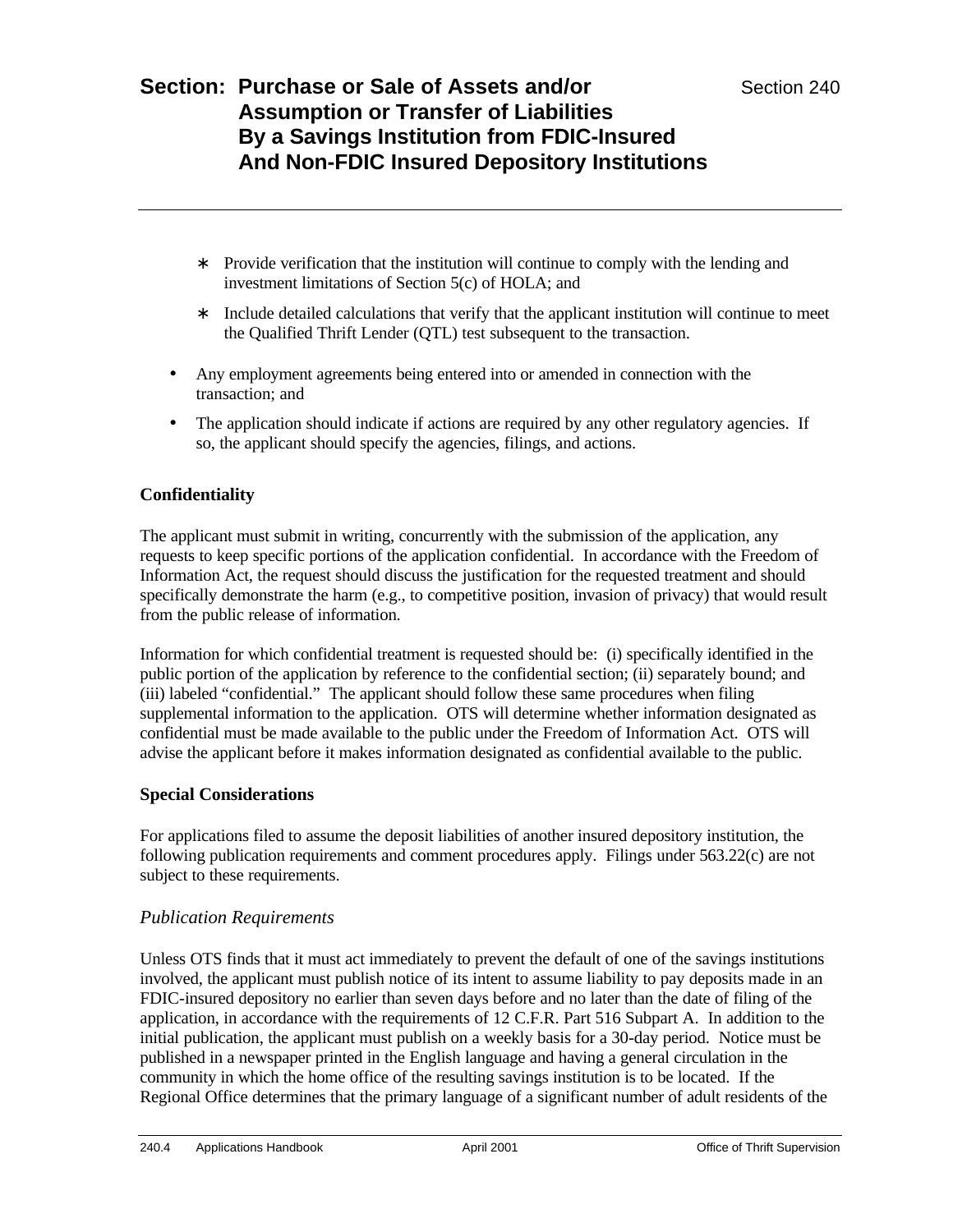- ∗ Provide verification that the institution will continue to comply with the lending and investment limitations of Section 5(c) of HOLA; and
  - ∗ Include detailed calculations that verify that the applicant institution will continue to meet the Qualified Thrift Lender (QTL) test subsequent to the transaction.

- Any employment agreements being entered into or amended in connection with the transaction; and
- The application should indicate if actions are required by any other regulatory agencies. If so, the applicant should specify the agencies, filings, and actions.

**Confidentiality**

The applicant must submit in writing, concurrently with the submission of the application, any requests to keep specific portions of the application confidential. In accordance with the Freedom of Information Act, the request should discuss the justification for the requested treatment and should specifically demonstrate the harm (e.g., to competitive position, invasion of privacy) that would result from the public release of information.

Information for which confidential treatment is requested should be: (i) specifically identified in the public portion of the application by reference to the confidential section; (ii) separately bound; and (iii) labeled "confidential." The applicant should follow these same procedures when filing supplemental information to the application. OTS will determine whether information designated as confidential must be made available to the public under the Freedom of Information Act. OTS will advise the applicant before it makes information designated as confidential available to the public.

**Special Considerations**

For applications filed to assume the deposit liabilities of another insured depository institution, the following publication requirements and comment procedures apply. Filings under 563.22(c) are not subject to these requirements.

*Publication Requirements*

Unless OTS finds that it must act immediately to prevent the default of one of the savings institutions involved, the applicant must publish notice of its intent to assume liability to pay deposits made in an FDIC-insured depository no earlier than seven days before and no later than the date of filing of the application, in accordance with the requirements of 12 C.F.R. Part 516 Subpart A. In addition to the initial publication, the applicant must publish on a weekly basis for a 30-day period. Notice must be published in a newspaper printed in the English language and having a general circulation in the community in which the home office of the resulting savings institution is to be located. If the Regional Office determines that the primary language of a significant number of adult residents of the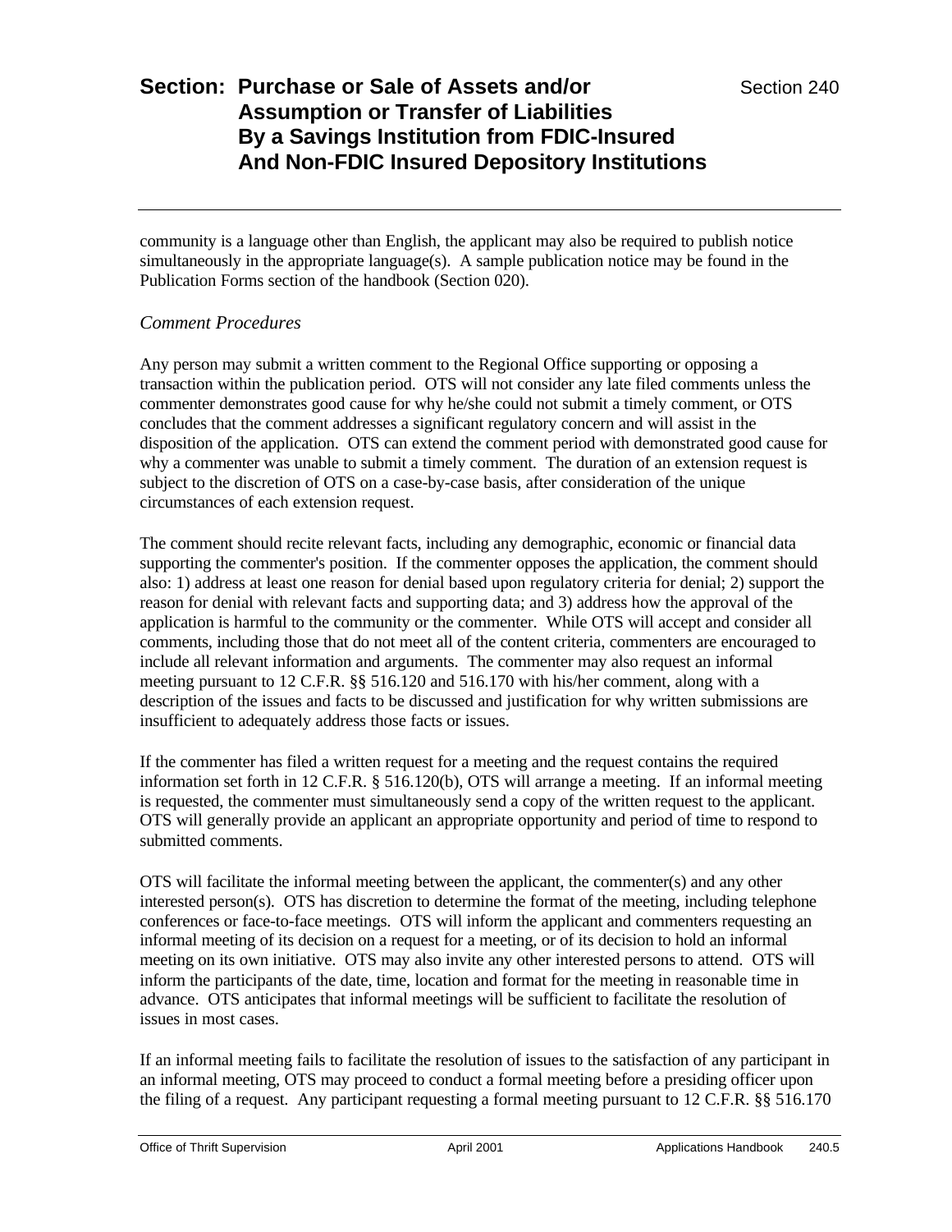community is a language other than English, the applicant may also be required to publish notice simultaneously in the appropriate language(s). A sample publication notice may be found in the Publication Forms section of the handbook (Section 020).

*Comment Procedures*

Any person may submit a written comment to the Regional Office supporting or opposing a transaction within the publication period. OTS will not consider any late filed comments unless the commenter demonstrates good cause for why he/she could not submit a timely comment, or OTS concludes that the comment addresses a significant regulatory concern and will assist in the disposition of the application. OTS can extend the comment period with demonstrated good cause for why a commenter was unable to submit a timely comment. The duration of an extension request is subject to the discretion of OTS on a case-by-case basis, after consideration of the unique circumstances of each extension request.

The comment should recite relevant facts, including any demographic, economic or financial data supporting the commenter's position. If the commenter opposes the application, the comment should also: 1) address at least one reason for denial based upon regulatory criteria for denial; 2) support the reason for denial with relevant facts and supporting data; and 3) address how the approval of the application is harmful to the community or the commenter. While OTS will accept and consider all comments, including those that do not meet all of the content criteria, commenters are encouraged to include all relevant information and arguments. The commenter may also request an informal meeting pursuant to 12 C.F.R. §§ 516.120 and 516.170 with his/her comment, along with a description of the issues and facts to be discussed and justification for why written submissions are insufficient to adequately address those facts or issues.

If the commenter has filed a written request for a meeting and the request contains the required information set forth in 12 C.F.R. § 516.120(b), OTS will arrange a meeting. If an informal meeting is requested, the commenter must simultaneously send a copy of the written request to the applicant. OTS will generally provide an applicant an appropriate opportunity and period of time to respond to submitted comments.

OTS will facilitate the informal meeting between the applicant, the commenter(s) and any other interested person(s). OTS has discretion to determine the format of the meeting, including telephone conferences or face-to-face meetings. OTS will inform the applicant and commenters requesting an informal meeting of its decision on a request for a meeting, or of its decision to hold an informal meeting on its own initiative. OTS may also invite any other interested persons to attend. OTS will inform the participants of the date, time, location and format for the meeting in reasonable time in advance. OTS anticipates that informal meetings will be sufficient to facilitate the resolution of issues in most cases.

If an informal meeting fails to facilitate the resolution of issues to the satisfaction of any participant in an informal meeting, OTS may proceed to conduct a formal meeting before a presiding officer upon the filing of a request. Any participant requesting a formal meeting pursuant to 12 C.F.R. §§ 516.170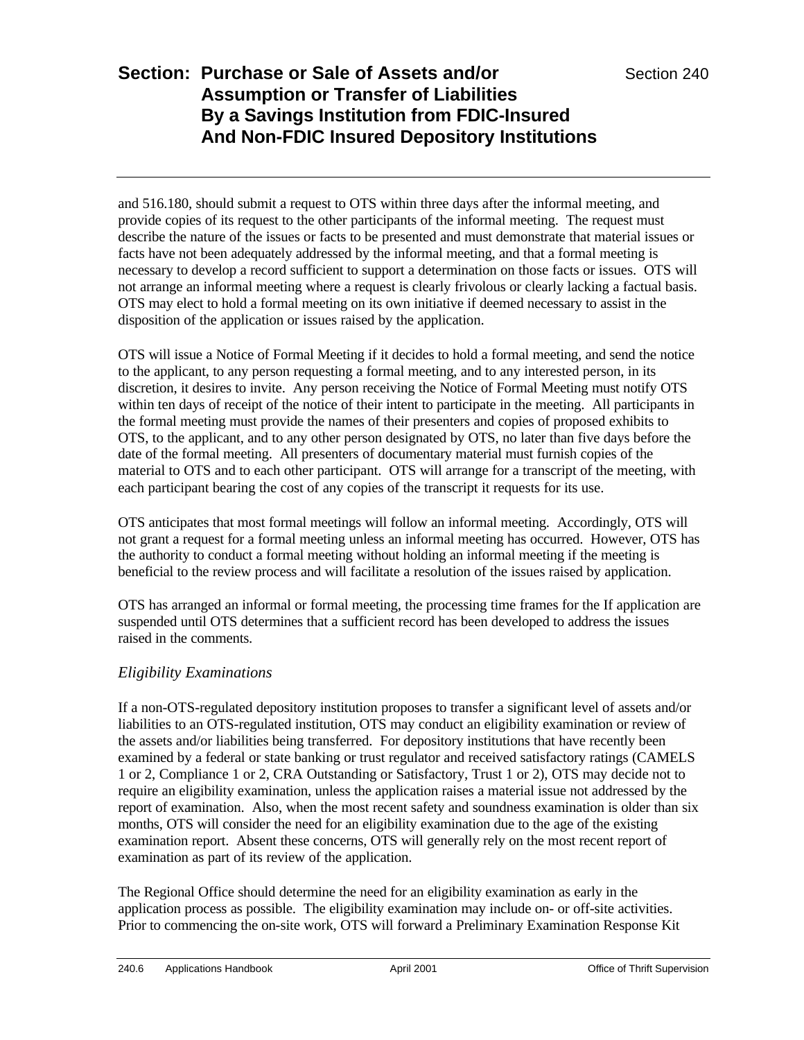and 516.180, should submit a request to OTS within three days after the informal meeting, and provide copies of its request to the other participants of the informal meeting. The request must describe the nature of the issues or facts to be presented and must demonstrate that material issues or facts have not been adequately addressed by the informal meeting, and that a formal meeting is necessary to develop a record sufficient to support a determination on those facts or issues. OTS will not arrange an informal meeting where a request is clearly frivolous or clearly lacking a factual basis. OTS may elect to hold a formal meeting on its own initiative if deemed necessary to assist in the disposition of the application or issues raised by the application.

OTS will issue a Notice of Formal Meeting if it decides to hold a formal meeting, and send the notice to the applicant, to any person requesting a formal meeting, and to any interested person, in its discretion, it desires to invite. Any person receiving the Notice of Formal Meeting must notify OTS within ten days of receipt of the notice of their intent to participate in the meeting. All participants in the formal meeting must provide the names of their presenters and copies of proposed exhibits to OTS, to the applicant, and to any other person designated by OTS, no later than five days before the date of the formal meeting. All presenters of documentary material must furnish copies of the material to OTS and to each other participant. OTS will arrange for a transcript of the meeting, with each participant bearing the cost of any copies of the transcript it requests for its use.

OTS anticipates that most formal meetings will follow an informal meeting. Accordingly, OTS will not grant a request for a formal meeting unless an informal meeting has occurred. However, OTS has the authority to conduct a formal meeting without holding an informal meeting if the meeting is beneficial to the review process and will facilitate a resolution of the issues raised by application.

OTS has arranged an informal or formal meeting, the processing time frames for the If application are suspended until OTS determines that a sufficient record has been developed to address the issues raised in the comments.

### *Eligibility Examinations*

If a non-OTS-regulated depository institution proposes to transfer a significant level of assets and/or liabilities to an OTS-regulated institution, OTS may conduct an eligibility examination or review of the assets and/or liabilities being transferred. For depository institutions that have recently been examined by a federal or state banking or trust regulator and received satisfactory ratings (CAMELS 1 or 2, Compliance 1 or 2, CRA Outstanding or Satisfactory, Trust 1 or 2), OTS may decide not to require an eligibility examination, unless the application raises a material issue not addressed by the report of examination. Also, when the most recent safety and soundness examination is older than six months, OTS will consider the need for an eligibility examination due to the age of the existing examination report. Absent these concerns, OTS will generally rely on the most recent report of examination as part of its review of the application.

The Regional Office should determine the need for an eligibility examination as early in the application process as possible. The eligibility examination may include on- or off-site activities. Prior to commencing the on-site work, OTS will forward a Preliminary Examination Response Kit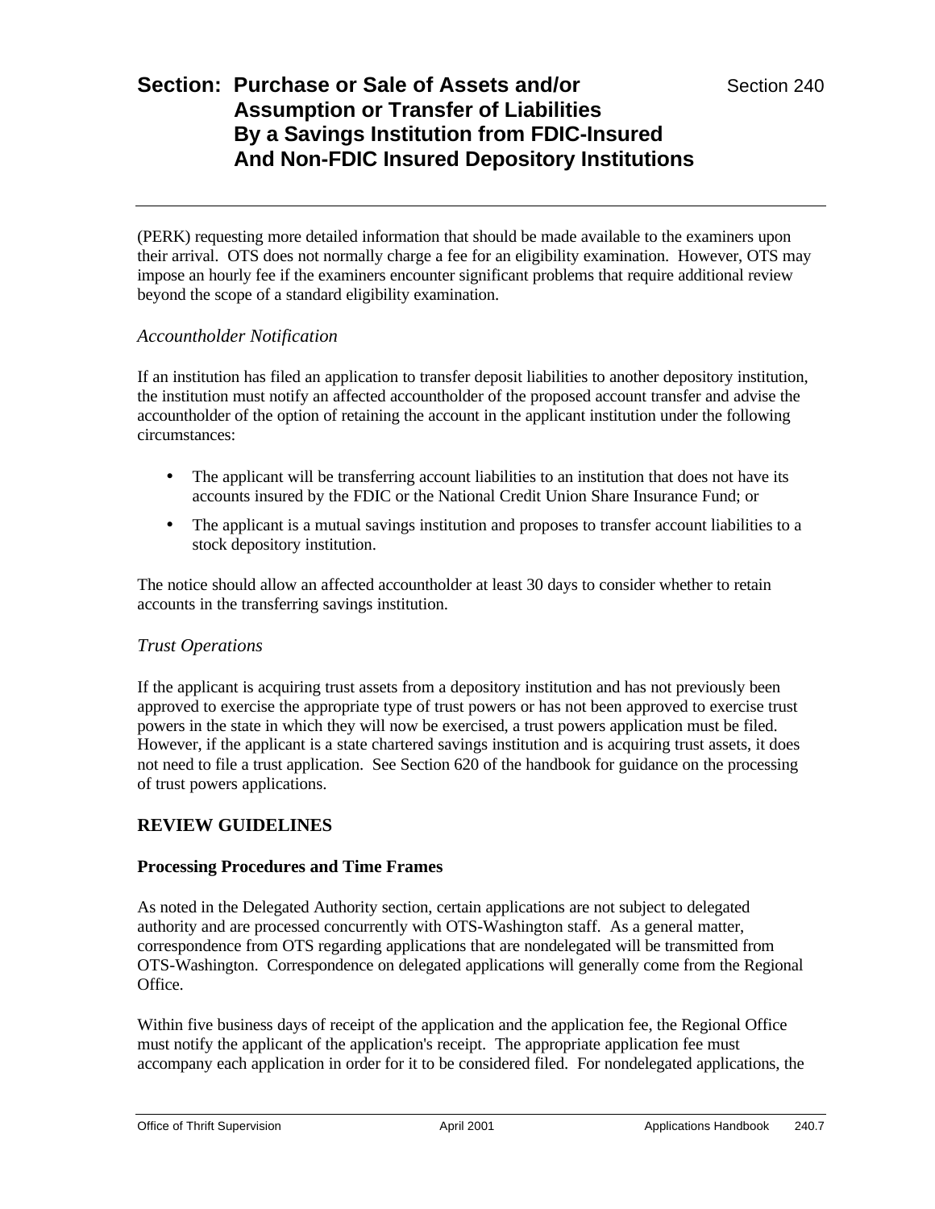(PERK) requesting more detailed information that should be made available to the examiners upon their arrival. OTS does not normally charge a fee for an eligibility examination. However, OTS may impose an hourly fee if the examiners encounter significant problems that require additional review beyond the scope of a standard eligibility examination.

*Accountholder Notification*

If an institution has filed an application to transfer deposit liabilities to another depository institution, the institution must notify an affected accountholder of the proposed account transfer and advise the accountholder of the option of retaining the account in the applicant institution under the following circumstances:

- The applicant will be transferring account liabilities to an institution that does not have its accounts insured by the FDIC or the National Credit Union Share Insurance Fund; or
- The applicant is a mutual savings institution and proposes to transfer account liabilities to a stock depository institution.

The notice should allow an affected accountholder at least 30 days to consider whether to retain accounts in the transferring savings institution.

*Trust Operations*

If the applicant is acquiring trust assets from a depository institution and has not previously been approved to exercise the appropriate type of trust powers or has not been approved to exercise trust powers in the state in which they will now be exercised, a trust powers application must be filed. However, if the applicant is a state chartered savings institution and is acquiring trust assets, it does not need to file a trust application. See Section 620 of the handbook for guidance on the processing of trust powers applications.

## REVIEW GUIDELINES

### Processing Procedures and Time Frames

As noted in the Delegated Authority section, certain applications are not subject to delegated authority and are processed concurrently with OTS-Washington staff. As a general matter, correspondence from OTS regarding applications that are nondelegated will be transmitted from OTS-Washington. Correspondence on delegated applications will generally come from the Regional Office.

Within five business days of receipt of the application and the application fee, the Regional Office must notify the applicant of the application's receipt. The appropriate application fee must accompany each application in order for it to be considered filed. For nondelegated applications, the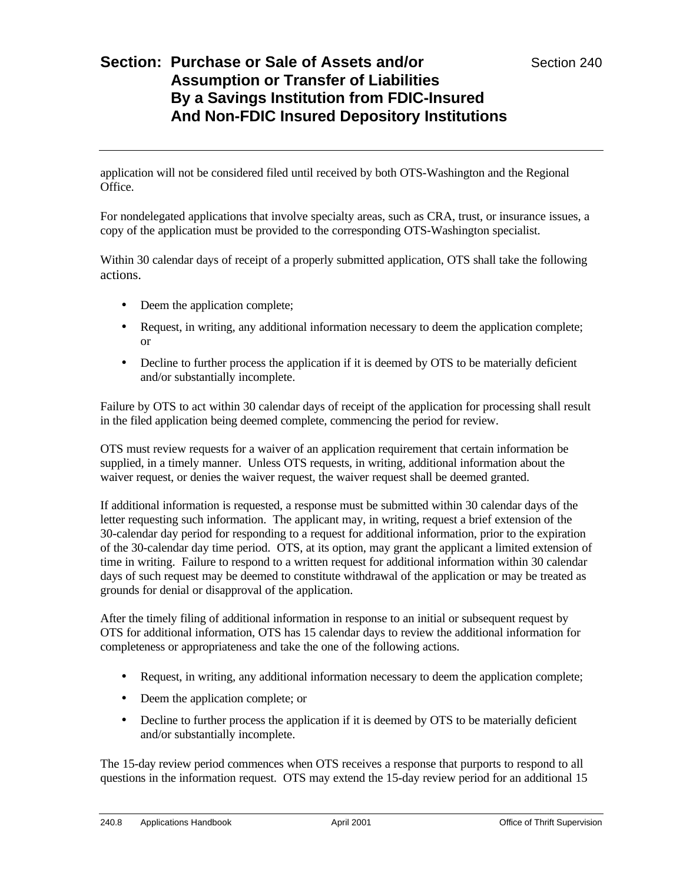application will not be considered filed until received by both OTS-Washington and the Regional Office.

For nondelegated applications that involve specialty areas, such as CRA, trust, or insurance issues, a copy of the application must be provided to the corresponding OTS-Washington specialist.

Within 30 calendar days of receipt of a properly submitted application, OTS shall take the following actions.

- Deem the application complete;
- Request, in writing, any additional information necessary to deem the application complete; or
- Decline to further process the application if it is deemed by OTS to be materially deficient and/or substantially incomplete.

Failure by OTS to act within 30 calendar days of receipt of the application for processing shall result in the filed application being deemed complete, commencing the period for review.

OTS must review requests for a waiver of an application requirement that certain information be supplied, in a timely manner. Unless OTS requests, in writing, additional information about the waiver request, or denies the waiver request, the waiver request shall be deemed granted.

If additional information is requested, a response must be submitted within 30 calendar days of the letter requesting such information. The applicant may, in writing, request a brief extension of the 30-calendar day period for responding to a request for additional information, prior to the expiration of the 30-calendar day time period. OTS, at its option, may grant the applicant a limited extension of time in writing. Failure to respond to a written request for additional information within 30 calendar days of such request may be deemed to constitute withdrawal of the application or may be treated as grounds for denial or disapproval of the application.

After the timely filing of additional information in response to an initial or subsequent request by OTS for additional information, OTS has 15 calendar days to review the additional information for completeness or appropriateness and take the one of the following actions.

- Request, in writing, any additional information necessary to deem the application complete;
- Deem the application complete; or
- Decline to further process the application if it is deemed by OTS to be materially deficient and/or substantially incomplete.

The 15-day review period commences when OTS receives a response that purports to respond to all questions in the information request. OTS may extend the 15-day review period for an additional 15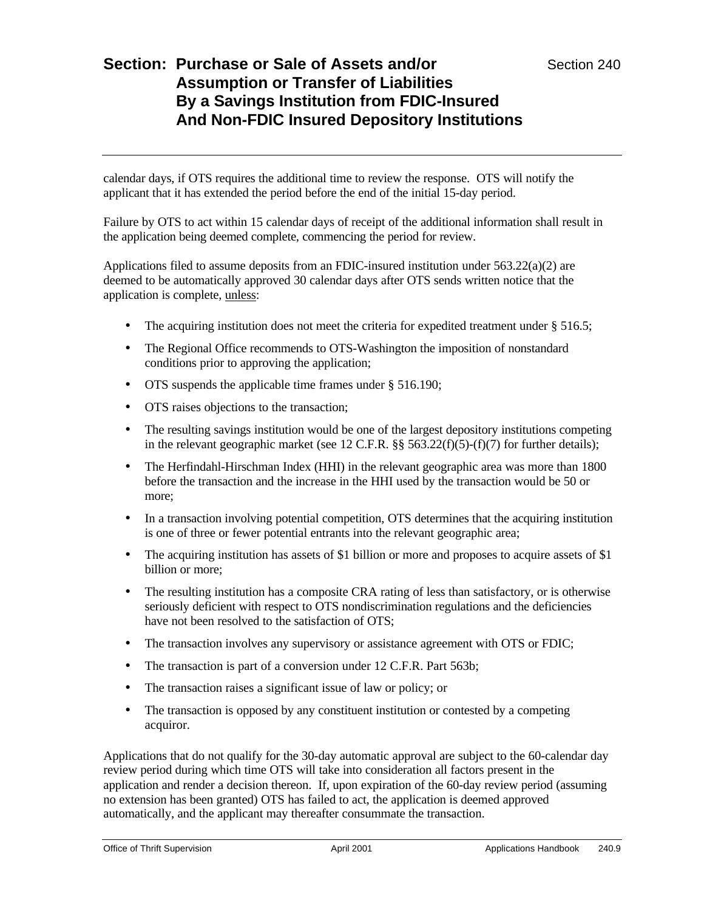calendar days, if OTS requires the additional time to review the response. OTS will notify the applicant that it has extended the period before the end of the initial 15-day period.

Failure by OTS to act within 15 calendar days of receipt of the additional information shall result in the application being deemed complete, commencing the period for review.

Applications filed to assume deposits from an FDIC-insured institution under 563.22(a)(2) are deemed to be automatically approved 30 calendar days after OTS sends written notice that the application is complete, <u>unless</u>:

- The acquiring institution does not meet the criteria for expedited treatment under § 516.5;
- The Regional Office recommends to OTS-Washington the imposition of nonstandard conditions prior to approving the application;
- OTS suspends the applicable time frames under § 516.190;
- OTS raises objections to the transaction;
- The resulting savings institution would be one of the largest depository institutions competing in the relevant geographic market (see 12 C.F.R. §§ 563.22(f)(5)-(f)(7) for further details);
- The Herfindahl-Hirschman Index (HHI) in the relevant geographic area was more than 1800 before the transaction and the increase in the HHI used by the transaction would be 50 or more;
- In a transaction involving potential competition, OTS determines that the acquiring institution is one of three or fewer potential entrants into the relevant geographic area;
- The acquiring institution has assets of $1 billion or more and proposes to acquire assets of $1 billion or more;
- The resulting institution has a composite CRA rating of less than satisfactory, or is otherwise seriously deficient with respect to OTS nondiscrimination regulations and the deficiencies have not been resolved to the satisfaction of OTS;
- The transaction involves any supervisory or assistance agreement with OTS or FDIC;
- The transaction is part of a conversion under 12 C.F.R. Part 563b;
- The transaction raises a significant issue of law or policy; or
- The transaction is opposed by any constituent institution or contested by a competing acquiror.

Applications that do not qualify for the 30-day automatic approval are subject to the 60-calendar day review period during which time OTS will take into consideration all factors present in the application and render a decision thereon. If, upon expiration of the 60-day review period (assuming no extension has been granted) OTS has failed to act, the application is deemed approved automatically, and the applicant may thereafter consummate the transaction.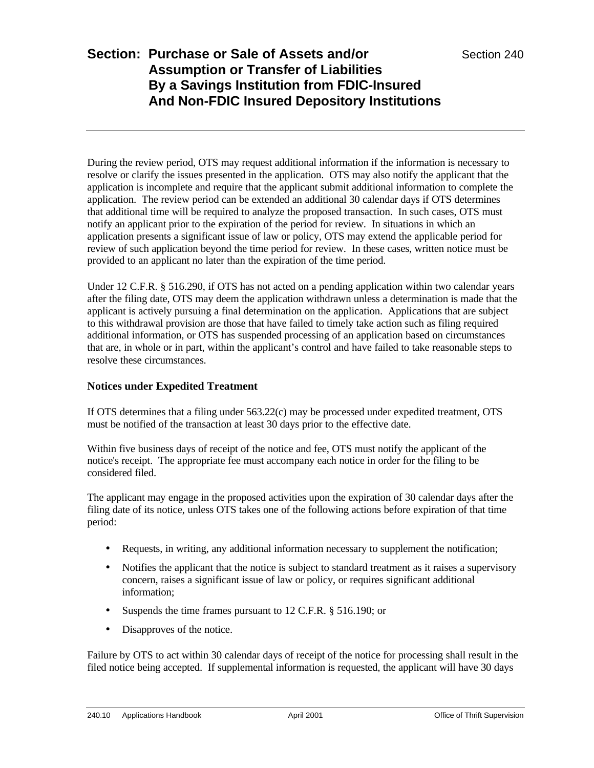During the review period, OTS may request additional information if the information is necessary to resolve or clarify the issues presented in the application. OTS may also notify the applicant that the application is incomplete and require that the applicant submit additional information to complete the application. The review period can be extended an additional 30 calendar days if OTS determines that additional time will be required to analyze the proposed transaction. In such cases, OTS must notify an applicant prior to the expiration of the period for review. In situations in which an application presents a significant issue of law or policy, OTS may extend the applicable period for review of such application beyond the time period for review. In these cases, written notice must be provided to an applicant no later than the expiration of the time period.

Under 12 C.F.R. § 516.290, if OTS has not acted on a pending application within two calendar years after the filing date, OTS may deem the application withdrawn unless a determination is made that the applicant is actively pursuing a final determination on the application. Applications that are subject to this withdrawal provision are those that have failed to timely take action such as filing required additional information, or OTS has suspended processing of an application based on circumstances that are, in whole or in part, within the applicant's control and have failed to take reasonable steps to resolve these circumstances.

### Notices under Expedited Treatment

If OTS determines that a filing under 563.22(c) may be processed under expedited treatment, OTS must be notified of the transaction at least 30 days prior to the effective date.

Within five business days of receipt of the notice and fee, OTS must notify the applicant of the notice's receipt. The appropriate fee must accompany each notice in order for the filing to be considered filed.

The applicant may engage in the proposed activities upon the expiration of 30 calendar days after the filing date of its notice, unless OTS takes one of the following actions before expiration of that time period:

- Requests, in writing, any additional information necessary to supplement the notification;
- Notifies the applicant that the notice is subject to standard treatment as it raises a supervisory concern, raises a significant issue of law or policy, or requires significant additional information;
- Suspends the time frames pursuant to 12 C.F.R. § 516.190; or
- Disapproves of the notice.

Failure by OTS to act within 30 calendar days of receipt of the notice for processing shall result in the filed notice being accepted. If supplemental information is requested, the applicant will have 30 days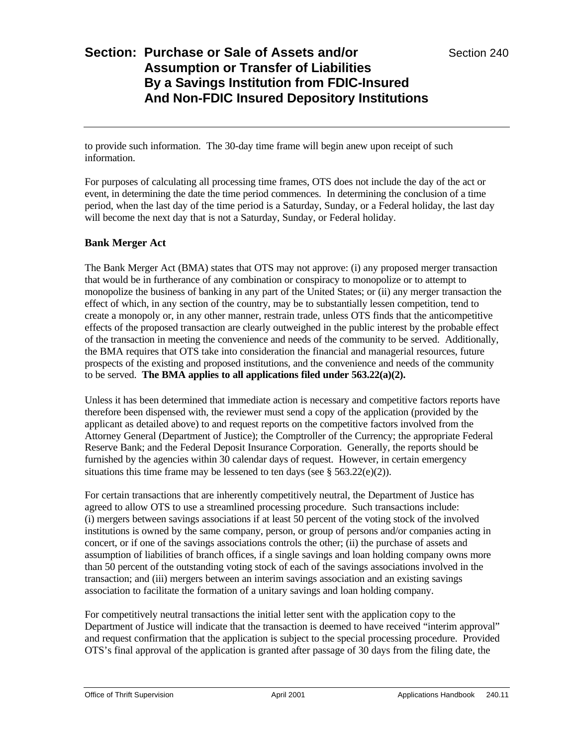to provide such information. The 30-day time frame will begin anew upon receipt of such information.

For purposes of calculating all processing time frames, OTS does not include the day of the act or event, in determining the date the time period commences. In determining the conclusion of a time period, when the last day of the time period is a Saturday, Sunday, or a Federal holiday, the last day will become the next day that is not a Saturday, Sunday, or Federal holiday.

### Bank Merger Act

The Bank Merger Act (BMA) states that OTS may not approve: (i) any proposed merger transaction that would be in furtherance of any combination or conspiracy to monopolize or to attempt to monopolize the business of banking in any part of the United States; or (ii) any merger transaction the effect of which, in any section of the country, may be to substantially lessen competition, tend to create a monopoly or, in any other manner, restrain trade, unless OTS finds that the anticompetitive effects of the proposed transaction are clearly outweighed in the public interest by the probable effect of the transaction in meeting the convenience and needs of the community to be served. Additionally, the BMA requires that OTS take into consideration the financial and managerial resources, future prospects of the existing and proposed institutions, and the convenience and needs of the community to be served. **The BMA applies to all applications filed under 563.22(a)(2).**

Unless it has been determined that immediate action is necessary and competitive factors reports have therefore been dispensed with, the reviewer must send a copy of the application (provided by the applicant as detailed above) to and request reports on the competitive factors involved from the Attorney General (Department of Justice); the Comptroller of the Currency; the appropriate Federal Reserve Bank; and the Federal Deposit Insurance Corporation. Generally, the reports should be furnished by the agencies within 30 calendar days of request. However, in certain emergency situations this time frame may be lessened to ten days (see § 563.22(e)(2)).

For certain transactions that are inherently competitively neutral, the Department of Justice has agreed to allow OTS to use a streamlined processing procedure. Such transactions include: (i) mergers between savings associations if at least 50 percent of the voting stock of the involved institutions is owned by the same company, person, or group of persons and/or companies acting in concert, or if one of the savings associations controls the other; (ii) the purchase of assets and assumption of liabilities of branch offices, if a single savings and loan holding company owns more than 50 percent of the outstanding voting stock of each of the savings associations involved in the transaction; and (iii) mergers between an interim savings association and an existing savings association to facilitate the formation of a unitary savings and loan holding company.

For competitively neutral transactions the initial letter sent with the application copy to the Department of Justice will indicate that the transaction is deemed to have received "interim approval" and request confirmation that the application is subject to the special processing procedure. Provided OTS's final approval of the application is granted after passage of 30 days from the filing date, the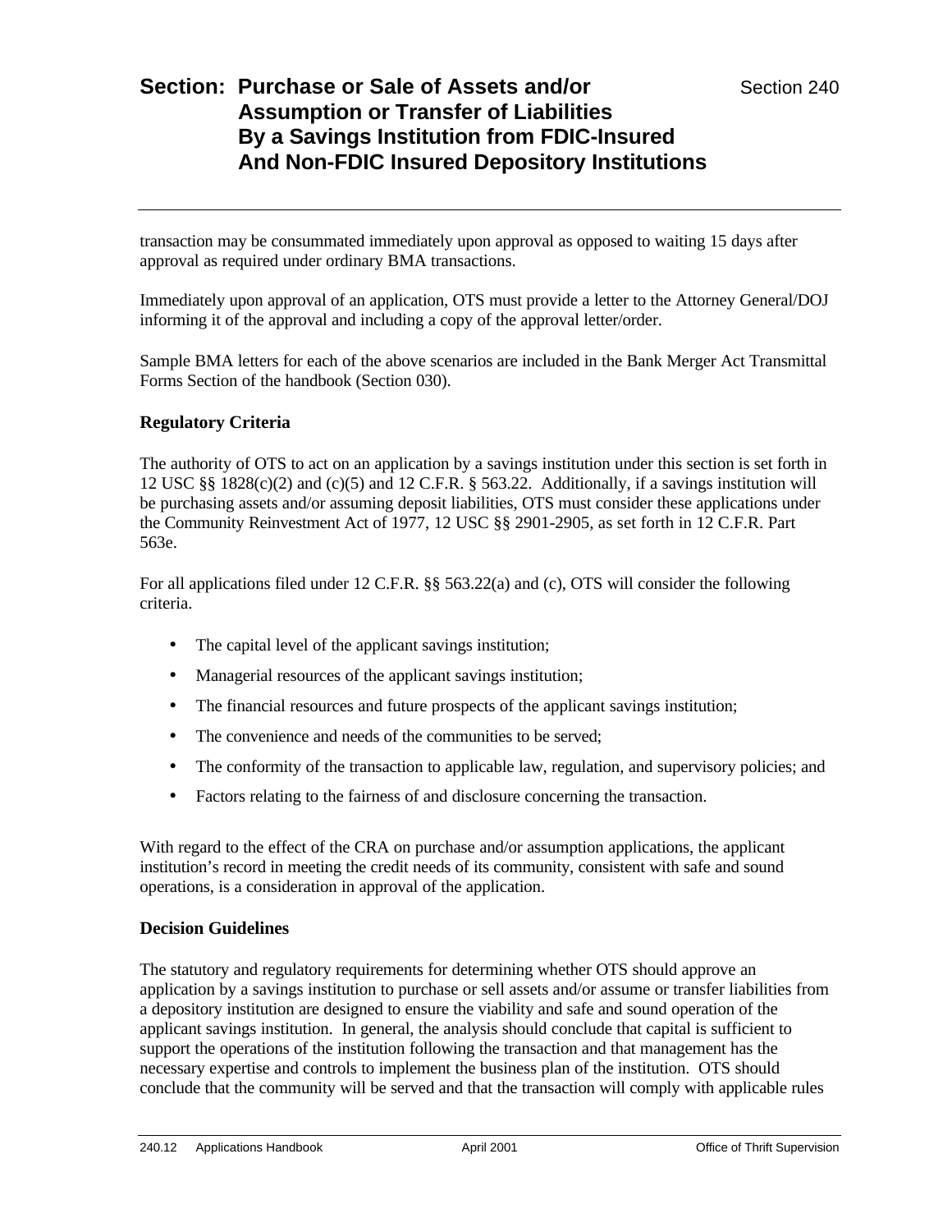transaction may be consummated immediately upon approval as opposed to waiting 15 days after approval as required under ordinary BMA transactions.

Immediately upon approval of an application, OTS must provide a letter to the Attorney General/DOJ informing it of the approval and including a copy of the approval letter/order.

Sample BMA letters for each of the above scenarios are included in the Bank Merger Act Transmittal Forms Section of the handbook (Section 030).

### Regulatory Criteria

The authority of OTS to act on an application by a savings institution under this section is set forth in 12 USC §§ 1828(c)(2) and (c)(5) and 12 C.F.R. § 563.22. Additionally, if a savings institution will be purchasing assets and/or assuming deposit liabilities, OTS must consider these applications under the Community Reinvestment Act of 1977, 12 USC §§ 2901-2905, as set forth in 12 C.F.R. Part 563e.

For all applications filed under 12 C.F.R. §§ 563.22(a) and (c), OTS will consider the following criteria.

- The capital level of the applicant savings institution;
- Managerial resources of the applicant savings institution;
- The financial resources and future prospects of the applicant savings institution;
- The convenience and needs of the communities to be served;
- The conformity of the transaction to applicable law, regulation, and supervisory policies; and
- Factors relating to the fairness of and disclosure concerning the transaction.

With regard to the effect of the CRA on purchase and/or assumption applications, the applicant institution's record in meeting the credit needs of its community, consistent with safe and sound operations, is a consideration in approval of the application.

### Decision Guidelines

The statutory and regulatory requirements for determining whether OTS should approve an application by a savings institution to purchase or sell assets and/or assume or transfer liabilities from a depository institution are designed to ensure the viability and safe and sound operation of the applicant savings institution. In general, the analysis should conclude that capital is sufficient to support the operations of the institution following the transaction and that management has the necessary expertise and controls to implement the business plan of the institution. OTS should conclude that the community will be served and that the transaction will comply with applicable rules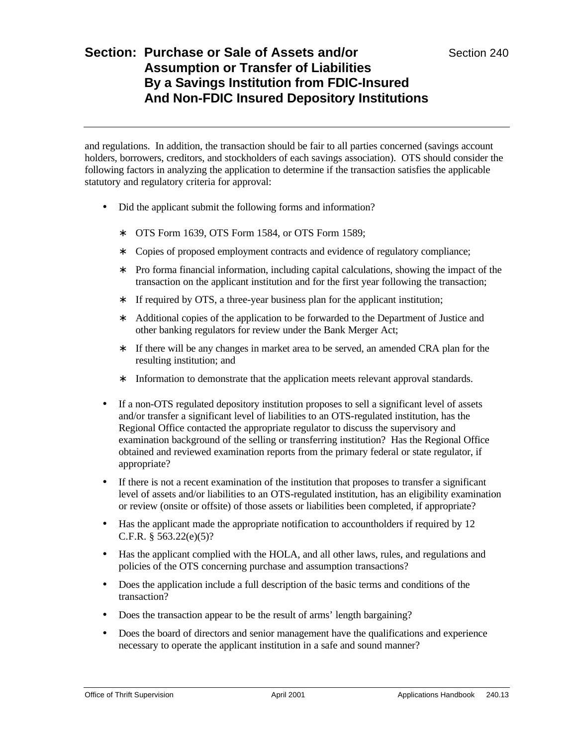and regulations. In addition, the transaction should be fair to all parties concerned (savings account holders, borrowers, creditors, and stockholders of each savings association). OTS should consider the following factors in analyzing the application to determine if the transaction satisfies the applicable statutory and regulatory criteria for approval:

- Did the applicant submit the following forms and information?
  - OTS Form 1639, OTS Form 1584, or OTS Form 1589;
  - Copies of proposed employment contracts and evidence of regulatory compliance;
  - Pro forma financial information, including capital calculations, showing the impact of the transaction on the applicant institution and for the first year following the transaction;
  - If required by OTS, a three-year business plan for the applicant institution;
  - Additional copies of the application to be forwarded to the Department of Justice and other banking regulators for review under the Bank Merger Act;
  - If there will be any changes in market area to be served, an amended CRA plan for the resulting institution; and
  - Information to demonstrate that the application meets relevant approval standards.
- If a non-OTS regulated depository institution proposes to sell a significant level of assets and/or transfer a significant level of liabilities to an OTS-regulated institution, has the Regional Office contacted the appropriate regulator to discuss the supervisory and examination background of the selling or transferring institution? Has the Regional Office obtained and reviewed examination reports from the primary federal or state regulator, if appropriate?
- If there is not a recent examination of the institution that proposes to transfer a significant level of assets and/or liabilities to an OTS-regulated institution, has an eligibility examination or review (onsite or offsite) of those assets or liabilities been completed, if appropriate?
- Has the applicant made the appropriate notification to accountholders if required by 12 C.F.R. § 563.22(e)(5)?
- Has the applicant complied with the HOLA, and all other laws, rules, and regulations and policies of the OTS concerning purchase and assumption transactions?
- Does the application include a full description of the basic terms and conditions of the transaction?
- Does the transaction appear to be the result of arms' length bargaining?
- Does the board of directors and senior management have the qualifications and experience necessary to operate the applicant institution in a safe and sound manner?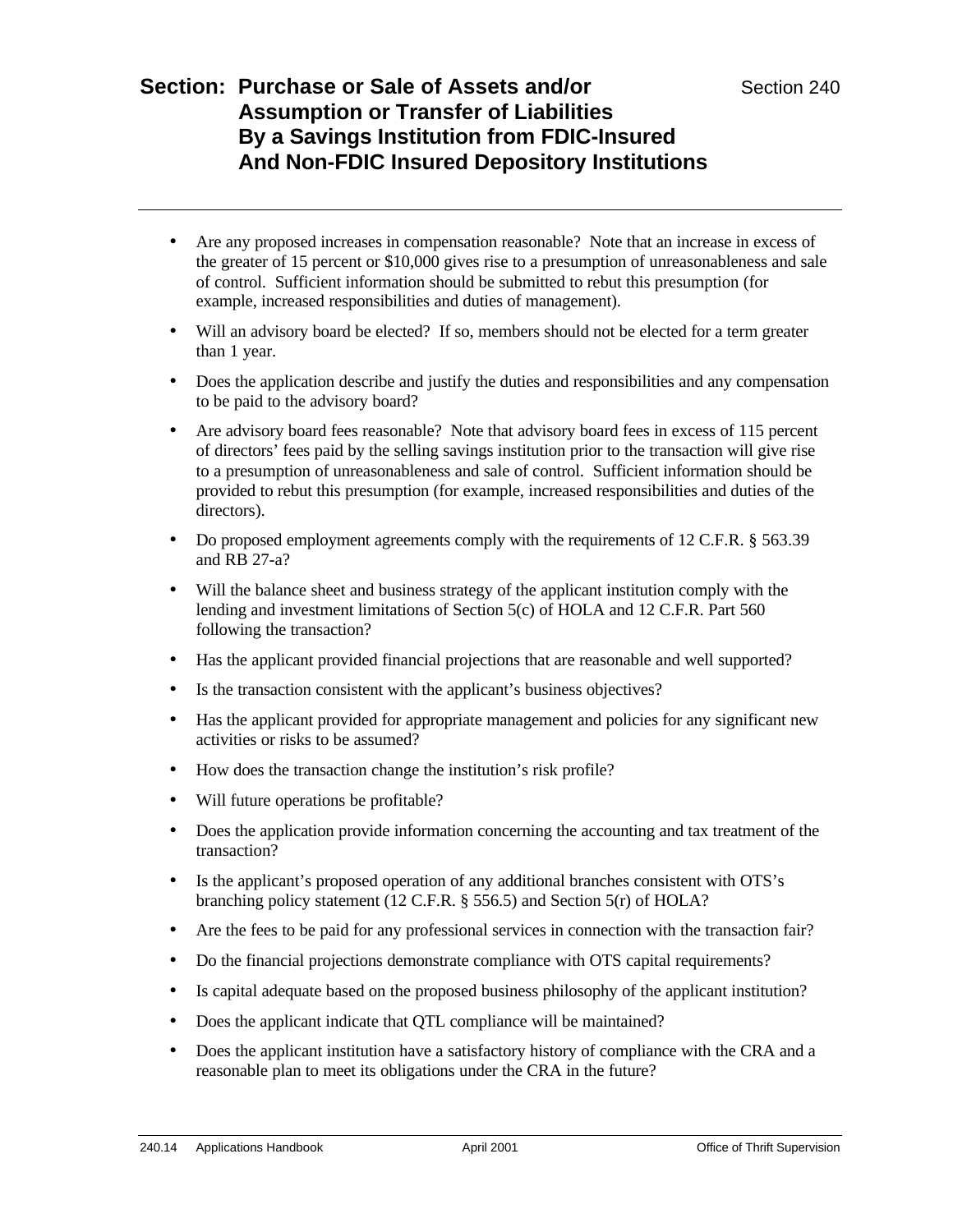- Are any proposed increases in compensation reasonable? Note that an increase in excess of the greater of 15 percent or $10,000 gives rise to a presumption of unreasonableness and sale of control. Sufficient information should be submitted to rebut this presumption (for example, increased responsibilities and duties of management).
- Will an advisory board be elected? If so, members should not be elected for a term greater than 1 year.
- Does the application describe and justify the duties and responsibilities and any compensation to be paid to the advisory board?
- Are advisory board fees reasonable? Note that advisory board fees in excess of 115 percent of directors' fees paid by the selling savings institution prior to the transaction will give rise to a presumption of unreasonableness and sale of control. Sufficient information should be provided to rebut this presumption (for example, increased responsibilities and duties of the directors).
- Do proposed employment agreements comply with the requirements of 12 C.F.R. § 563.39 and RB 27-a?
- Will the balance sheet and business strategy of the applicant institution comply with the lending and investment limitations of Section 5(c) of HOLA and 12 C.F.R. Part 560 following the transaction?
- Has the applicant provided financial projections that are reasonable and well supported?
- Is the transaction consistent with the applicant's business objectives?
- Has the applicant provided for appropriate management and policies for any significant new activities or risks to be assumed?
- How does the transaction change the institution's risk profile?
- Will future operations be profitable?
- Does the application provide information concerning the accounting and tax treatment of the transaction?
- Is the applicant's proposed operation of any additional branches consistent with OTS's branching policy statement (12 C.F.R. § 556.5) and Section 5(r) of HOLA?
- Are the fees to be paid for any professional services in connection with the transaction fair?
- Do the financial projections demonstrate compliance with OTS capital requirements?
- Is capital adequate based on the proposed business philosophy of the applicant institution?
- Does the applicant indicate that QTL compliance will be maintained?
- Does the applicant institution have a satisfactory history of compliance with the CRA and a reasonable plan to meet its obligations under the CRA in the future?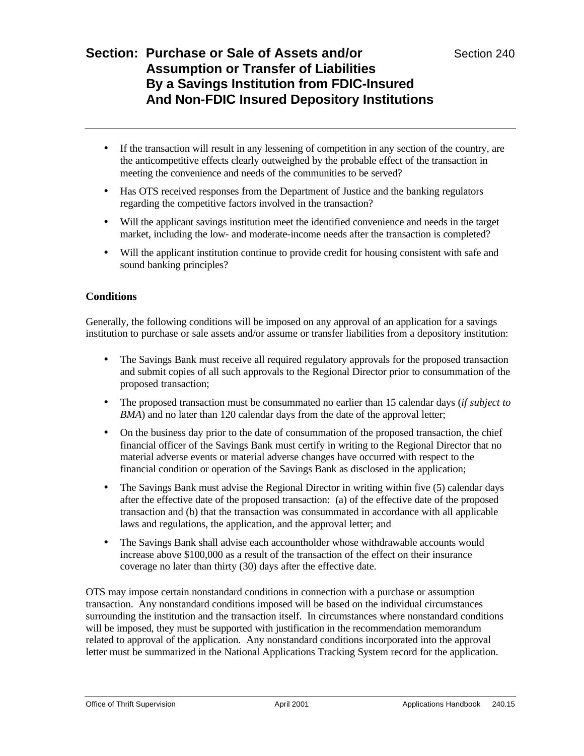- If the transaction will result in any lessening of competition in any section of the country, are the anticompetitive effects clearly outweighed by the probable effect of the transaction in meeting the convenience and needs of the communities to be served?
- Has OTS received responses from the Department of Justice and the banking regulators regarding the competitive factors involved in the transaction?
- Will the applicant savings institution meet the identified convenience and needs in the target market, including the low- and moderate-income needs after the transaction is completed?
- Will the applicant institution continue to provide credit for housing consistent with safe and sound banking principles?

**Conditions**

Generally, the following conditions will be imposed on any approval of an application for a savings institution to purchase or sale assets and/or assume or transfer liabilities from a depository institution:

- The Savings Bank must receive all required regulatory approvals for the proposed transaction and submit copies of all such approvals to the Regional Director prior to consummation of the proposed transaction;
- The proposed transaction must be consummated no earlier than 15 calendar days (*if subject to BMA*) and no later than 120 calendar days from the date of the approval letter;
- On the business day prior to the date of consummation of the proposed transaction, the chief financial officer of the Savings Bank must certify in writing to the Regional Director that no material adverse events or material adverse changes have occurred with respect to the financial condition or operation of the Savings Bank as disclosed in the application;
- The Savings Bank must advise the Regional Director in writing within five (5) calendar days after the effective date of the proposed transaction: (a) of the effective date of the proposed transaction and (b) that the transaction was consummated in accordance with all applicable laws and regulations, the application, and the approval letter; and
- The Savings Bank shall advise each accountholder whose withdrawable accounts would increase above $100,000 as a result of the transaction of the effect on their insurance coverage no later than thirty (30) days after the effective date.

OTS may impose certain nonstandard conditions in connection with a purchase or assumption transaction. Any nonstandard conditions imposed will be based on the individual circumstances surrounding the institution and the transaction itself. In circumstances where nonstandard conditions will be imposed, they must be supported with justification in the recommendation memorandum related to approval of the application. Any nonstandard conditions incorporated into the approval letter must be summarized in the National Applications Tracking System record for the application.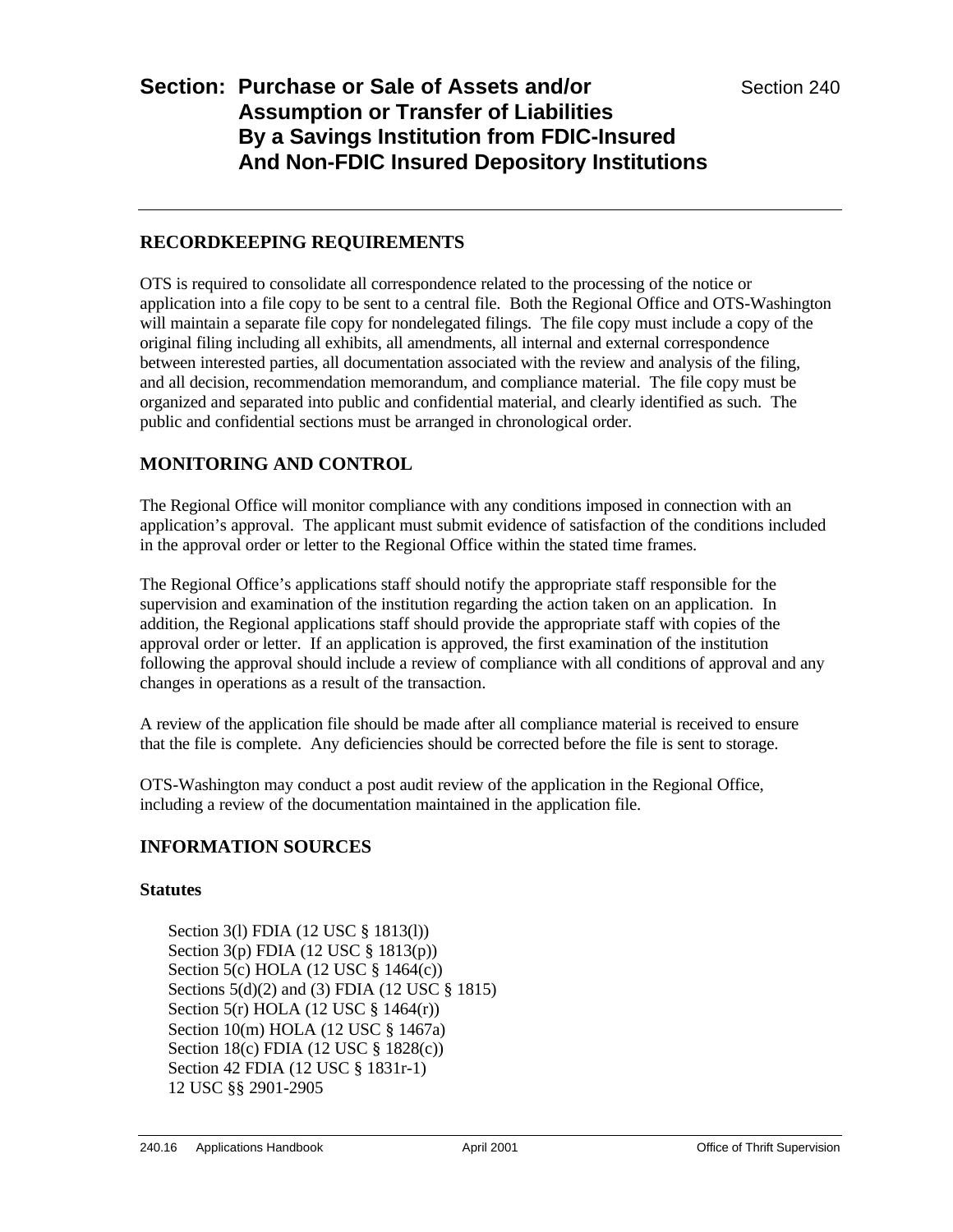## RECORDKEEPING REQUIREMENTS

OTS is required to consolidate all correspondence related to the processing of the notice or application into a file copy to be sent to a central file. Both the Regional Office and OTS-Washington will maintain a separate file copy for nondelegated filings. The file copy must include a copy of the original filing including all exhibits, all amendments, all internal and external correspondence between interested parties, all documentation associated with the review and analysis of the filing, and all decision, recommendation memorandum, and compliance material. The file copy must be organized and separated into public and confidential material, and clearly identified as such. The public and confidential sections must be arranged in chronological order.

## MONITORING AND CONTROL

The Regional Office will monitor compliance with any conditions imposed in connection with an application's approval. The applicant must submit evidence of satisfaction of the conditions included in the approval order or letter to the Regional Office within the stated time frames.

The Regional Office's applications staff should notify the appropriate staff responsible for the supervision and examination of the institution regarding the action taken on an application. In addition, the Regional applications staff should provide the appropriate staff with copies of the approval order or letter. If an application is approved, the first examination of the institution following the approval should include a review of compliance with all conditions of approval and any changes in operations as a result of the transaction.

A review of the application file should be made after all compliance material is received to ensure that the file is complete. Any deficiencies should be corrected before the file is sent to storage.

OTS-Washington may conduct a post audit review of the application in the Regional Office, including a review of the documentation maintained in the application file.

## INFORMATION SOURCES

### Statutes

Section 3(l) FDIA (12 USC § 1813(l))
Section 3(p) FDIA (12 USC § 1813(p))
Section 5(c) HOLA (12 USC § 1464(c))
Sections 5(d)(2) and (3) FDIA (12 USC § 1815)
Section 5(r) HOLA (12 USC § 1464(r))
Section 10(m) HOLA (12 USC § 1467a)
Section 18(c) FDIA (12 USC § 1828(c))
Section 42 FDIA (12 USC § 1831r-1)
12 USC §§ 2901-2905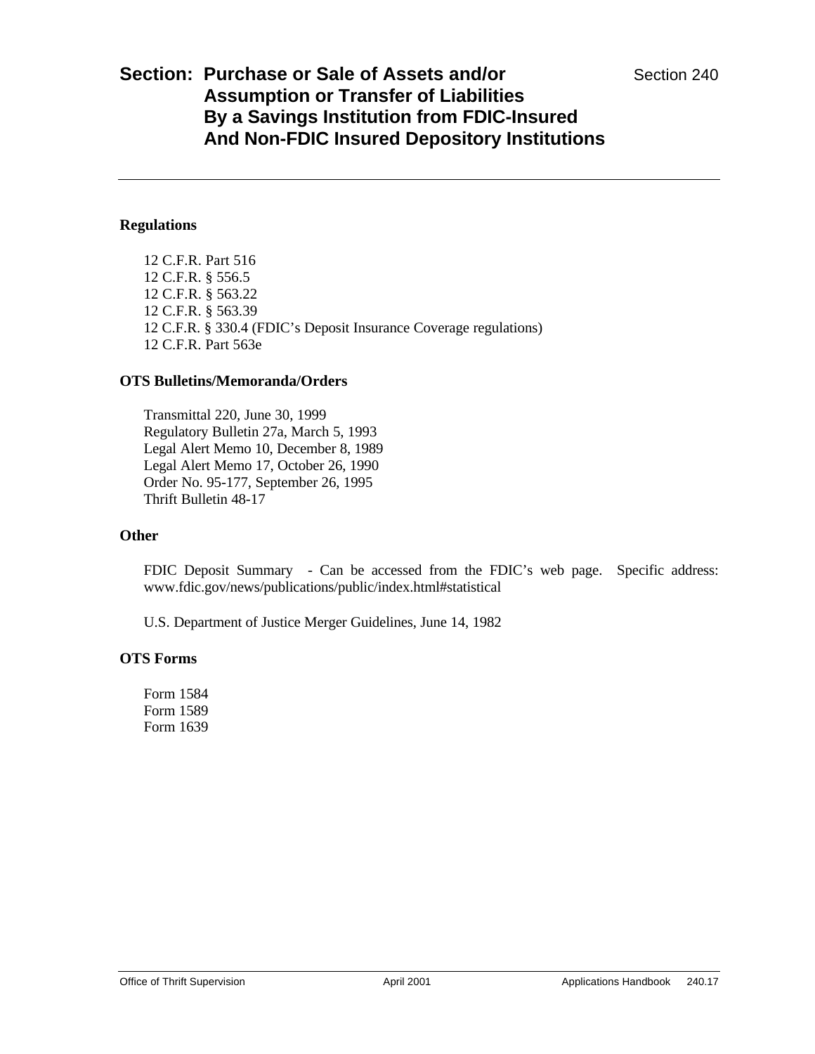# Section: Purchase or Sale of Assets and/or Assumption or Transfer of Liabilities By a Savings Institution from FDIC-Insured And Non-FDIC Insured Depository Institutions

Section 240

**Regulations**

12 C.F.R. Part 516
12 C.F.R. § 556.5
12 C.F.R. § 563.22
12 C.F.R. § 563.39
12 C.F.R. § 330.4 (FDIC's Deposit Insurance Coverage regulations)
12 C.F.R. Part 563e

**OTS Bulletins/Memoranda/Orders**

Transmittal 220, June 30, 1999
Regulatory Bulletin 27a, March 5, 1993
Legal Alert Memo 10, December 8, 1989
Legal Alert Memo 17, October 26, 1990
Order No. 95-177, September 26, 1995
Thrift Bulletin 48-17

**Other**

FDIC Deposit Summary - Can be accessed from the FDIC's web page. Specific address: www.fdic.gov/news/publications/public/index.html#statistical

U.S. Department of Justice Merger Guidelines, June 14, 1982

**OTS Forms**

Form 1584
Form 1589
Form 1639